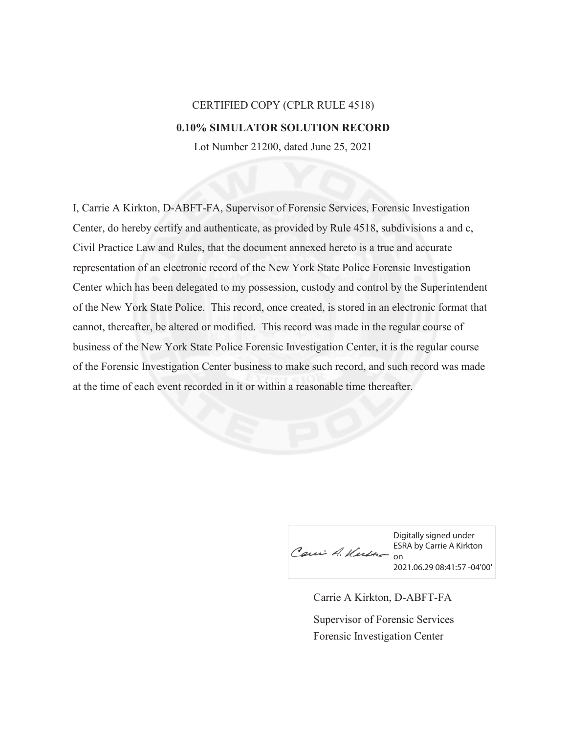CERTIFIED COPY (CPLR RULE 4518)

**0.10% SIMULATOR SOLUTION RECORD**

Lot Number 21200, dated June 25, 2021

I, Carrie A Kirkton, D-ABFT-FA, Supervisor of Forensic Services, Forensic Investigation Center, do hereby certify and authenticate, as provided by Rule 4518, subdivisions a and c, Civil Practice Law and Rules, that the document annexed hereto is a true and accurate representation of an electronic record of the New York State Police Forensic Investigation Center which has been delegated to my possession, custody and control by the Superintendent of the New York State Police. This record, once created, is stored in an electronic format that cannot, thereafter, be altered or modified. This record was made in the regular course of business of the New York State Police Forensic Investigation Center, it is the regular course of the Forensic Investigation Center business to make such record, and such record was made at the time of each event recorded in it or within a reasonable time thereafter.

Digitally signed under ESRA by Carrie A Kirkton on 2021.06.29 08:41:57 -04'00'

Carrie A Kirkton, D-ABFT-FA

Supervisor of Forensic Services

Forensic Investigation Center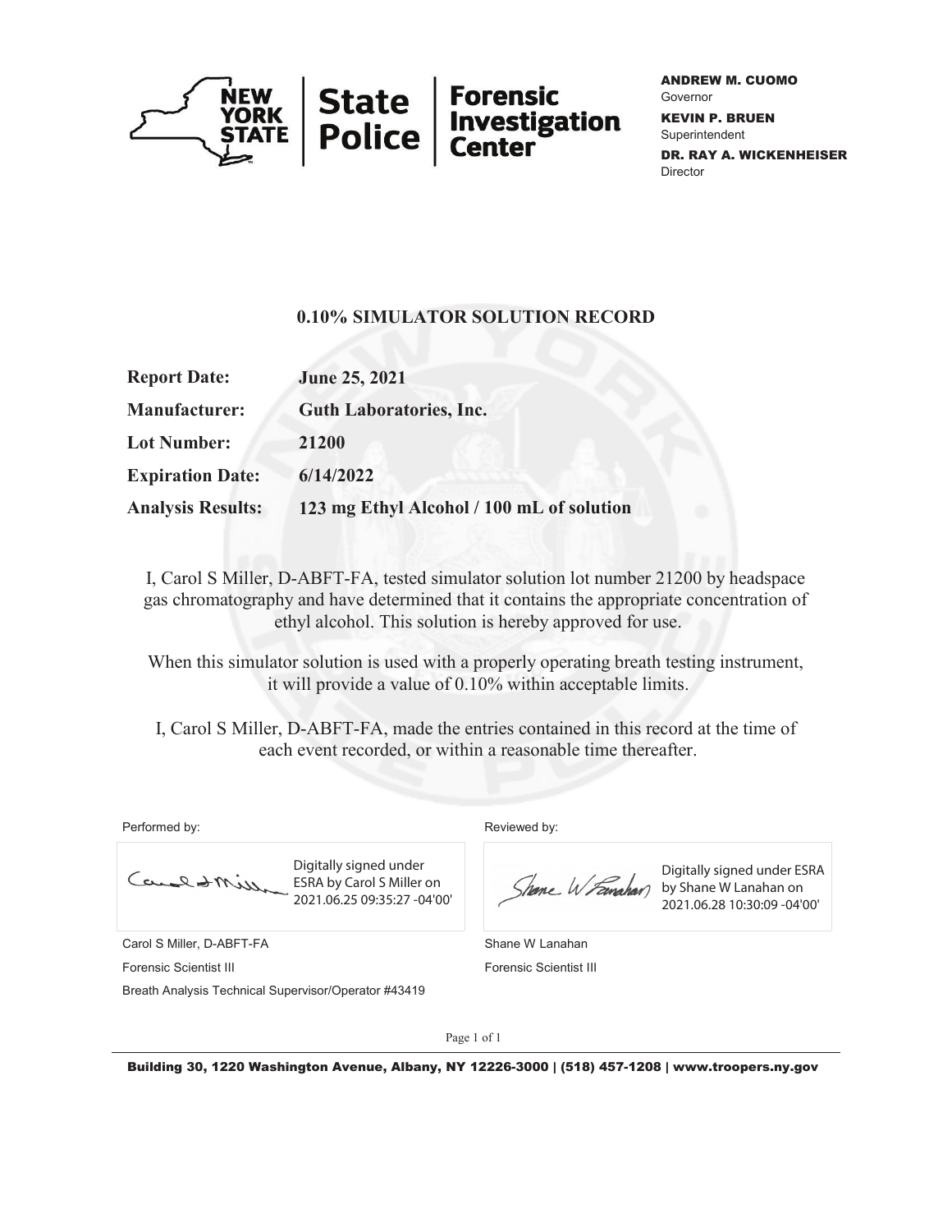NEW YORK STATE | State Police | Forensic Investigation Center

**ANDREW M. CUOMO**
Governor

**KEVIN P. BRUEN**
Superintendent

**DR. RAY A. WICKENHEISER**
Director

## 0.10% SIMULATOR SOLUTION RECORD

| | |
|---|---|
| **Report Date:** | **June 25, 2021** |
| **Manufacturer:** | **Guth Laboratories, Inc.** |
| **Lot Number:** | **21200** |
| **Expiration Date:** | **6/14/2022** |
| **Analysis Results:** | **123 mg Ethyl Alcohol / 100 mL of solution** |

I, Carol S Miller, D-ABFT-FA, tested simulator solution lot number 21200 by headspace gas chromatography and have determined that it contains the appropriate concentration of ethyl alcohol. This solution is hereby approved for use.

When this simulator solution is used with a properly operating breath testing instrument, it will provide a value of 0.10% within acceptable limits.

I, Carol S Miller, D-ABFT-FA, made the entries contained in this record at the time of each event recorded, or within a reasonable time thereafter.

Performed by:

Digitally signed under ESRA by Carol S Miller on 2021.06.25 09:35:27 -04'00'

Carol S Miller, D-ABFT-FA
Forensic Scientist III
Breath Analysis Technical Supervisor/Operator #43419

Reviewed by:

Digitally signed under ESRA by Shane W Lanahan on 2021.06.28 10:30:09 -04'00'

Shane W Lanahan
Forensic Scientist III

**Building 30, 1220 Washington Avenue, Albany, NY 12226-3000 | (518) 457-1208 | www.troopers.ny.gov**